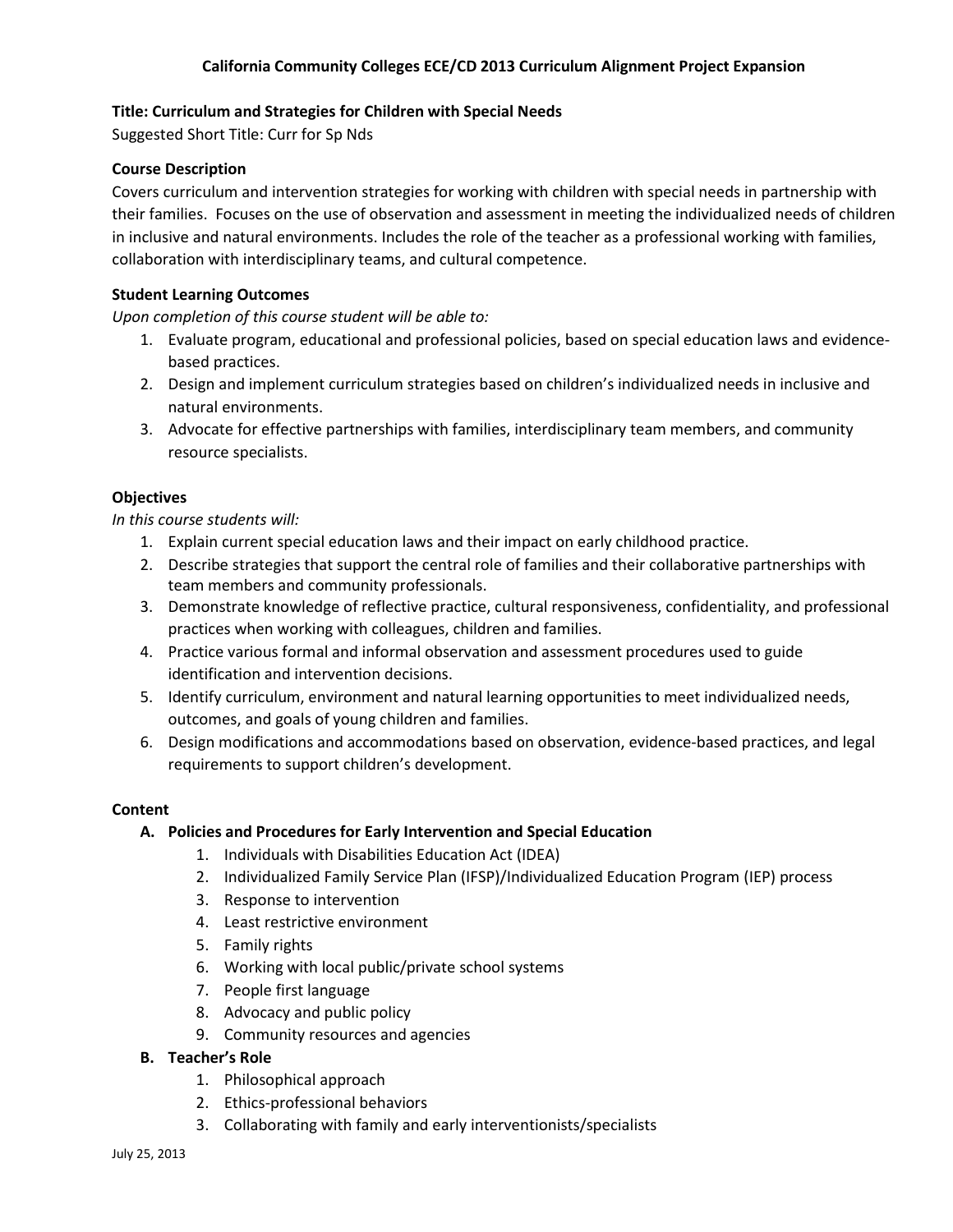**California Community Colleges ECE/CD 2013 Curriculum Alignment Project Expansion**

**Title: Curriculum and Strategies for Children with Special Needs**

Suggested Short Title: Curr for Sp Nds

**Course Description**

Covers curriculum and intervention strategies for working with children with special needs in partnership with their families. Focuses on the use of observation and assessment in meeting the individualized needs of children in inclusive and natural environments. Includes the role of the teacher as a professional working with families, collaboration with interdisciplinary teams, and cultural competence.

**Student Learning Outcomes**

*Upon completion of this course student will be able to:*

1. Evaluate program, educational and professional policies, based on special education laws and evidence-based practices.
2. Design and implement curriculum strategies based on children's individualized needs in inclusive and natural environments.
3. Advocate for effective partnerships with families, interdisciplinary team members, and community resource specialists.

**Objectives**

*In this course students will:*

1. Explain current special education laws and their impact on early childhood practice.
2. Describe strategies that support the central role of families and their collaborative partnerships with team members and community professionals.
3. Demonstrate knowledge of reflective practice, cultural responsiveness, confidentiality, and professional practices when working with colleagues, children and families.
4. Practice various formal and informal observation and assessment procedures used to guide identification and intervention decisions.
5. Identify curriculum, environment and natural learning opportunities to meet individualized needs, outcomes, and goals of young children and families.
6. Design modifications and accommodations based on observation, evidence-based practices, and legal requirements to support children's development.

**Content**

**A. Policies and Procedures for Early Intervention and Special Education**

1. Individuals with Disabilities Education Act (IDEA)
2. Individualized Family Service Plan (IFSP)/Individualized Education Program (IEP) process
3. Response to intervention
4. Least restrictive environment
5. Family rights
6. Working with local public/private school systems
7. People first language
8. Advocacy and public policy
9. Community resources and agencies

**B. Teacher's Role**

1. Philosophical approach
2. Ethics-professional behaviors
3. Collaborating with family and early interventionists/specialists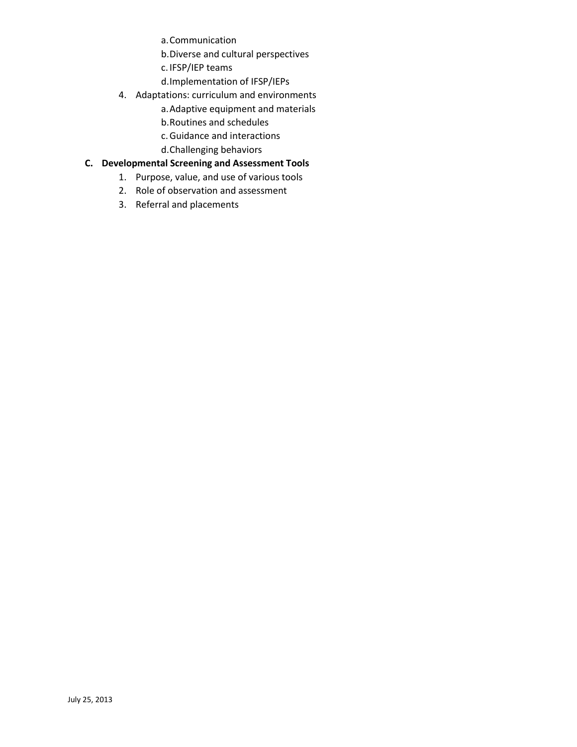a. Communication
   b. Diverse and cultural perspectives
   c. IFSP/IEP teams
   d. Implementation of IFSP/IEPs
4. Adaptations: curriculum and environments
   a. Adaptive equipment and materials
   b. Routines and schedules
   c. Guidance and interactions
   d. Challenging behaviors

**C. Developmental Screening and Assessment Tools**

1. Purpose, value, and use of various tools
2. Role of observation and assessment
3. Referral and placements

July 25, 2013